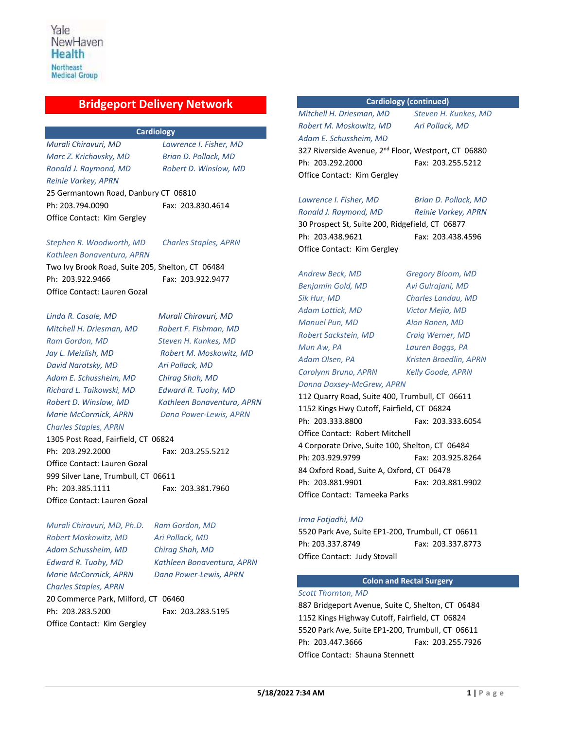Yale NewHaven Health
Northeast Medical Group

# Bridgeport Delivery Network

## Cardiology

*Murali Chiravuri, MD* *Lawrence I. Fisher, MD*
*Marc Z. Krichavsky, MD* *Brian D. Pollack, MD*
*Ronald J. Raymond, MD* *Robert D. Winslow, MD*
*Reinie Varkey, APRN*

25 Germantown Road, Danbury CT 06810
Ph: 203.794.0090 Fax: 203.830.4614
Office Contact: Kim Gergley

*Stephen R. Woodworth, MD* *Charles Staples, APRN*
*Kathleen Bonaventura, APRN*

Two Ivy Brook Road, Suite 205, Shelton, CT 06484
Ph: 203.922.9466 Fax: 203.922.9477
Office Contact: Lauren Gozal

*Linda R. Casale, MD* *Murali Chiravuri, MD*
*Mitchell H. Driesman, MD* *Robert F. Fishman, MD*
*Ram Gordon, MD* *Steven H. Kunkes, MD*
*Jay L. Meizlish, MD* *Robert M. Moskowitz, MD*
*David Narotsky, MD* *Ari Pollack, MD*
*Adam E. Schussheim, MD* *Chirag Shah, MD*
*Richard L. Taikowski, MD* *Edward R. Tuohy, MD*
*Robert D. Winslow, MD* *Kathleen Bonaventura, APRN*
*Marie McCormick, APRN* *Dana Power-Lewis, APRN*
*Charles Staples, APRN*

1305 Post Road, Fairfield, CT 06824
Ph: 203.292.2000 Fax: 203.255.5212
Office Contact: Lauren Gozal

999 Silver Lane, Trumbull, CT 06611
Ph: 203.385.1111 Fax: 203.381.7960
Office Contact: Lauren Gozal

*Murali Chiravuri, MD, Ph.D.* *Ram Gordon, MD*
*Robert Moskowitz, MD* *Ari Pollack, MD*
*Adam Schussheim, MD* *Chirag Shah, MD*
*Edward R. Tuohy, MD* *Kathleen Bonaventura, APRN*
*Marie McCormick, APRN* *Dana Power-Lewis, APRN*
*Charles Staples, APRN*

20 Commerce Park, Milford, CT 06460
Ph: 203.283.5200 Fax: 203.283.5195
Office Contact: Kim Gergley

## Cardiology (continued)

*Mitchell H. Driesman, MD* *Steven H. Kunkes, MD*
*Robert M. Moskowitz, MD* *Ari Pollack, MD*
*Adam E. Schussheim, MD*

327 Riverside Avenue, 2nd Floor, Westport, CT 06880
Ph: 203.292.2000 Fax: 203.255.5212
Office Contact: Kim Gergley

*Lawrence I. Fisher, MD* *Brian D. Pollack, MD*
*Ronald J. Raymond, MD* *Reinie Varkey, APRN*

30 Prospect St, Suite 200, Ridgefield, CT 06877
Ph: 203.438.9621 Fax: 203.438.4596
Office Contact: Kim Gergley

*Andrew Beck, MD* *Gregory Bloom, MD*
*Benjamin Gold, MD* *Avi Gulrajani, MD*
*Sik Hur, MD* *Charles Landau, MD*
*Adam Lottick, MD* *Victor Mejia, MD*
*Manuel Pun, MD* *Alon Ronen, MD*
*Robert Sackstein, MD* *Craig Werner, MD*
*Mun Aw, PA* *Lauren Boggs, PA*
*Adam Olsen, PA* *Kristen Broedlin, APRN*
*Carolynn Bruno, APRN* *Kelly Goode, APRN*
*Donna Doxsey-McGrew, APRN*

112 Quarry Road, Suite 400, Trumbull, CT 06611
1152 Kings Hwy Cutoff, Fairfield, CT 06824
Ph: 203.333.8800 Fax: 203.333.6054
Office Contact: Robert Mitchell

4 Corporate Drive, Suite 100, Shelton, CT 06484
Ph: 203.929.9799 Fax: 203.925.8264

84 Oxford Road, Suite A, Oxford, CT 06478
Ph: 203.881.9901 Fax: 203.881.9902
Office Contact: Tameeka Parks

*Irma Fotjadhi, MD*

5520 Park Ave, Suite EP1-200, Trumbull, CT 06611
Ph: 203.337.8749 Fax: 203.337.8773
Office Contact: Judy Stovall

## Colon and Rectal Surgery

*Scott Thornton, MD*

887 Bridgeport Avenue, Suite C, Shelton, CT 06484
1152 Kings Highway Cutoff, Fairfield, CT 06824
5520 Park Ave, Suite EP1-200, Trumbull, CT 06611
Ph: 203.447.3666 Fax: 203.255.7926
Office Contact: Shauna Stennett

5/18/2022 7:34 AM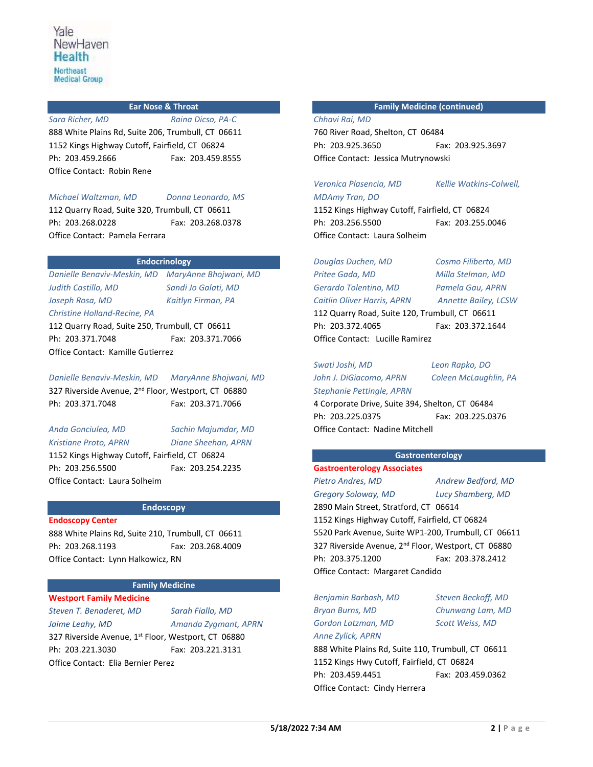Yale NewHaven Health
Northeast Medical Group

## Ear Nose & Throat

*Sara Richer, MD* *Raina Dicso, PA-C*
888 White Plains Rd, Suite 206, Trumbull, CT 06611
1152 Kings Highway Cutoff, Fairfield, CT 06824
Ph: 203.459.2666 Fax: 203.459.8555
Office Contact: Robin Rene

*Michael Waltzman, MD* *Donna Leonardo, MS*
112 Quarry Road, Suite 320, Trumbull, CT 06611
Ph: 203.268.0228 Fax: 203.268.0378
Office Contact: Pamela Ferrara

## Endocrinology

*Danielle Benaviv-Meskin, MD* *MaryAnne Bhojwani, MD*
*Judith Castillo, MD* *Sandi Jo Galati, MD*
*Joseph Rosa, MD* *Kaitlyn Firman, PA*
*Christine Holland-Recine, PA*
112 Quarry Road, Suite 250, Trumbull, CT 06611
Ph: 203.371.7048 Fax: 203.371.7066
Office Contact: Kamille Gutierrez

*Danielle Benaviv-Meskin, MD* *MaryAnne Bhojwani, MD*
327 Riverside Avenue, 2nd Floor, Westport, CT 06880
Ph: 203.371.7048 Fax: 203.371.7066

*Anda Gonciulea, MD* *Sachin Majumdar, MD*
*Kristiane Proto, APRN* *Diane Sheehan, APRN*
1152 Kings Highway Cutoff, Fairfield, CT 06824
Ph: 203.256.5500 Fax: 203.254.2235
Office Contact: Laura Solheim

## Endoscopy

**Endoscopy Center**
888 White Plains Rd, Suite 210, Trumbull, CT 06611
Ph: 203.268.1193 Fax: 203.268.4009
Office Contact: Lynn Halkowicz, RN

## Family Medicine

**Westport Family Medicine**
*Steven T. Benaderet, MD* *Sarah Fiallo, MD*
*Jaime Leahy, MD* *Amanda Zygmant, APRN*
327 Riverside Avenue, 1st Floor, Westport, CT 06880
Ph: 203.221.3030 Fax: 203.221.3131
Office Contact: Elia Bernier Perez

## Family Medicine (continued)

*Chhavi Rai, MD*
760 River Road, Shelton, CT 06484
Ph: 203.925.3650 Fax: 203.925.3697
Office Contact: Jessica Mutrynowski

*Veronica Plasencia, MD* *Kellie Watkins-Colwell, MDAmy Tran, DO*
1152 Kings Highway Cutoff, Fairfield, CT 06824
Ph: 203.256.5500 Fax: 203.255.0046
Office Contact: Laura Solheim

*Douglas Duchen, MD* *Cosmo Filiberto, MD*
*Pritee Gada, MD* *Milla Stelman, MD*
*Gerardo Tolentino, MD* *Pamela Gau, APRN*
*Caitlin Oliver Harris, APRN* *Annette Bailey, LCSW*
112 Quarry Road, Suite 120, Trumbull, CT 06611
Ph: 203.372.4065 Fax: 203.372.1644
Office Contact: Lucille Ramirez

*Swati Joshi, MD* *Leon Rapko, DO*
*John J. DiGiacomo, APRN* *Coleen McLaughlin, PA*
*Stephanie Pettingle, APRN*
4 Corporate Drive, Suite 394, Shelton, CT 06484
Ph: 203.225.0375 Fax: 203.225.0376
Office Contact: Nadine Mitchell

## Gastroenterology

**Gastroenterology Associates**
*Pietro Andres, MD* *Andrew Bedford, MD*
*Gregory Soloway, MD* *Lucy Shamberg, MD*
2890 Main Street, Stratford, CT 06614
1152 Kings Highway Cutoff, Fairfield, CT 06824
5520 Park Avenue, Suite WP1-200, Trumbull, CT 06611
327 Riverside Avenue, 2nd Floor, Westport, CT 06880
Ph: 203.375.1200 Fax: 203.378.2412
Office Contact: Margaret Candido

*Benjamin Barbash, MD* *Steven Beckoff, MD*
*Bryan Burns, MD* *Chunwang Lam, MD*
*Gordon Latzman, MD* *Scott Weiss, MD*
*Anne Zylick, APRN*
888 White Plains Rd, Suite 110, Trumbull, CT 06611
1152 Kings Hwy Cutoff, Fairfield, CT 06824
Ph: 203.459.4451 Fax: 203.459.0362
Office Contact: Cindy Herrera

5/18/2022 7:34 AM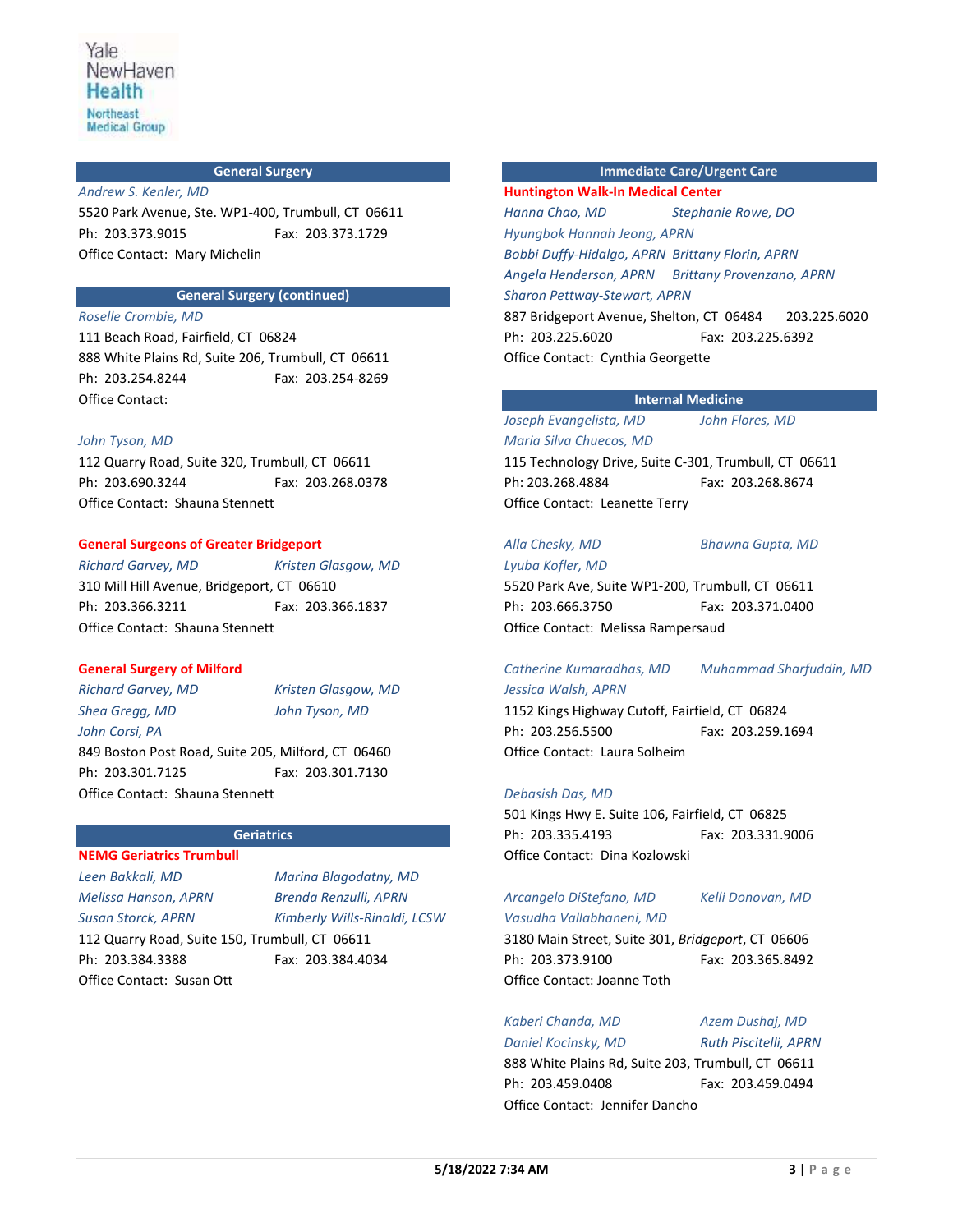Yale NewHaven Health
Northeast Medical Group

## General Surgery

*Andrew S. Kenler, MD*
5520 Park Avenue, Ste. WP1-400, Trumbull, CT 06611
Ph: 203.373.9015 Fax: 203.373.1729
Office Contact: Mary Michelin

## General Surgery (continued)

*Roselle Crombie, MD*
111 Beach Road, Fairfield, CT 06824
888 White Plains Rd, Suite 206, Trumbull, CT 06611
Ph: 203.254.8244 Fax: 203.254-8269
Office Contact:

*John Tyson, MD*
112 Quarry Road, Suite 320, Trumbull, CT 06611
Ph: 203.690.3244 Fax: 203.268.0378
Office Contact: Shauna Stennett

**General Surgeons of Greater Bridgeport**
*Richard Garvey, MD* *Kristen Glasgow, MD*
310 Mill Hill Avenue, Bridgeport, CT 06610
Ph: 203.366.3211 Fax: 203.366.1837
Office Contact: Shauna Stennett

**General Surgery of Milford**
*Richard Garvey, MD* *Kristen Glasgow, MD*
*Shea Gregg, MD* *John Tyson, MD*
*John Corsi, PA*
849 Boston Post Road, Suite 205, Milford, CT 06460
Ph: 203.301.7125 Fax: 203.301.7130
Office Contact: Shauna Stennett

## Geriatrics

**NEMG Geriatrics Trumbull**
*Leen Bakkali, MD* *Marina Blagodatny, MD*
*Melissa Hanson, APRN* *Brenda Renzulli, APRN*
*Susan Storck, APRN* *Kimberly Wills-Rinaldi, LCSW*
112 Quarry Road, Suite 150, Trumbull, CT 06611
Ph: 203.384.3388 Fax: 203.384.4034
Office Contact: Susan Ott

## Immediate Care/Urgent Care

**Huntington Walk-In Medical Center**
*Hanna Chao, MD* *Stephanie Rowe, DO*
*Hyungbok Hannah Jeong, APRN*
*Bobbi Duffy-Hidalgo, APRN* *Brittany Florin, APRN*
*Angela Henderson, APRN* *Brittany Provenzano, APRN*
*Sharon Pettway-Stewart, APRN*
887 Bridgeport Avenue, Shelton, CT 06484 203.225.6020
Ph: 203.225.6020 Fax: 203.225.6392
Office Contact: Cynthia Georgette

## Internal Medicine

*Joseph Evangelista, MD* *John Flores, MD*
*Maria Silva Chuecos, MD*
115 Technology Drive, Suite C-301, Trumbull, CT 06611
Ph: 203.268.4884 Fax: 203.268.8674
Office Contact: Leanette Terry

*Alla Chesky, MD* *Bhawna Gupta, MD*
*Lyuba Kofler, MD*
5520 Park Ave, Suite WP1-200, Trumbull, CT 06611
Ph: 203.666.3750 Fax: 203.371.0400
Office Contact: Melissa Rampersaud

*Catherine Kumaradhas, MD* *Muhammad Sharfuddin, MD*
*Jessica Walsh, APRN*
1152 Kings Highway Cutoff, Fairfield, CT 06824
Ph: 203.256.5500 Fax: 203.259.1694
Office Contact: Laura Solheim

*Debasish Das, MD*
501 Kings Hwy E. Suite 106, Fairfield, CT 06825
Ph: 203.335.4193 Fax: 203.331.9006
Office Contact: Dina Kozlowski

*Arcangelo DiStefano, MD* *Kelli Donovan, MD*
*Vasudha Vallabhaneni, MD*
3180 Main Street, Suite 301, *Bridgeport*, CT 06606
Ph: 203.373.9100 Fax: 203.365.8492
Office Contact: Joanne Toth

*Kaberi Chanda, MD* *Azem Dushaj, MD*
*Daniel Kocinsky, MD* *Ruth Piscitelli, APRN*
888 White Plains Rd, Suite 203, Trumbull, CT 06611
Ph: 203.459.0408 Fax: 203.459.0494
Office Contact: Jennifer Dancho

5/18/2022 7:34 AM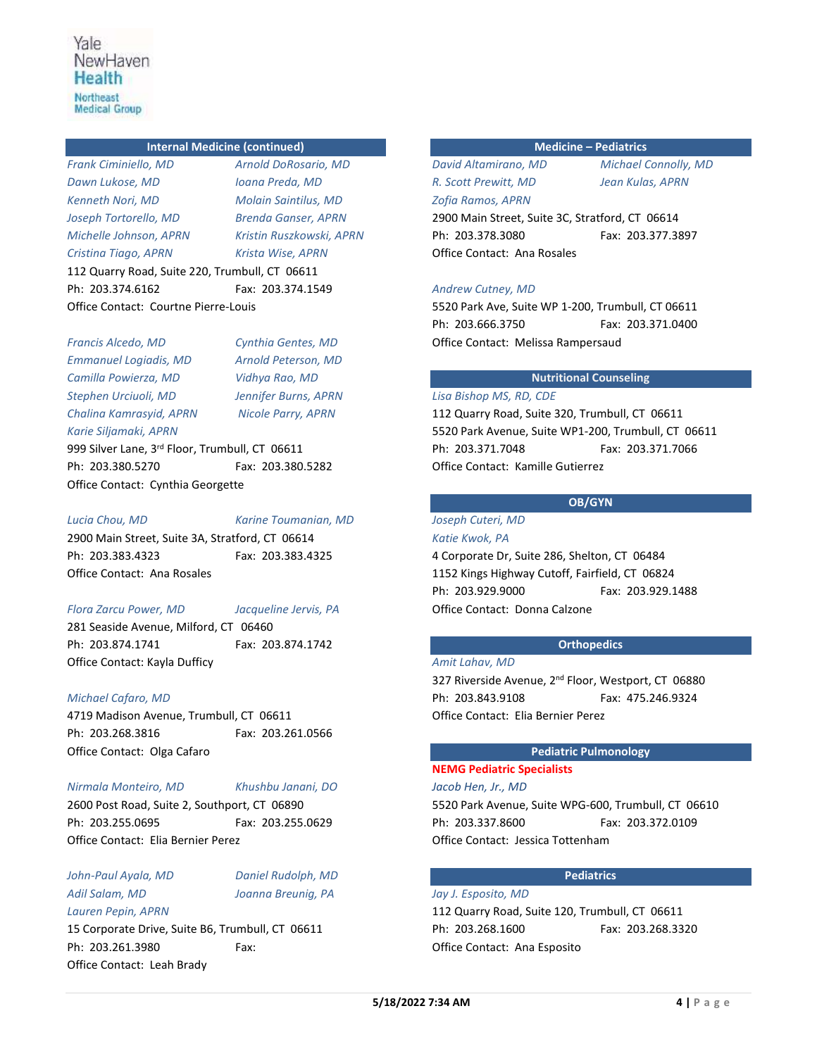## Internal Medicine (continued)

*Frank Ciminiello, MD*
*Arnold DoRosario, MD*
*Dawn Lukose, MD*
*Ioana Preda, MD*
*Kenneth Nori, MD*
*Molain Saintilus, MD*
*Joseph Tortorello, MD*
*Brenda Ganser, APRN*
*Michelle Johnson, APRN*
*Kristin Ruszkowski, APRN*
*Cristina Tiago, APRN*
*Krista Wise, APRN*
112 Quarry Road, Suite 220, Trumbull, CT 06611
Ph: 203.374.6162 Fax: 203.374.1549
Office Contact: Courtne Pierre-Louis

*Francis Alcedo, MD*
*Cynthia Gentes, MD*
*Emmanuel Logiadis, MD*
*Arnold Peterson, MD*
*Camilla Powierza, MD*
*Vidhya Rao, MD*
*Stephen Urciuoli, MD*
*Jennifer Burns, APRN*
*Chalina Kamrasyid, APRN*
*Nicole Parry, APRN*
*Karie Siljamaki, APRN*
999 Silver Lane, 3rd Floor, Trumbull, CT 06611
Ph: 203.380.5270 Fax: 203.380.5282
Office Contact: Cynthia Georgette

*Lucia Chou, MD*
*Karine Toumanian, MD*
2900 Main Street, Suite 3A, Stratford, CT 06614
Ph: 203.383.4323 Fax: 203.383.4325
Office Contact: Ana Rosales

*Flora Zarcu Power, MD*
*Jacqueline Jervis, PA*
281 Seaside Avenue, Milford, CT 06460
Ph: 203.874.1741 Fax: 203.874.1742
Office Contact: Kayla Dufficy

*Michael Cafaro, MD*
4719 Madison Avenue, Trumbull, CT 06611
Ph: 203.268.3816 Fax: 203.261.0566
Office Contact: Olga Cafaro

*Nirmala Monteiro, MD*
*Khushbu Janani, DO*
2600 Post Road, Suite 2, Southport, CT 06890
Ph: 203.255.0695 Fax: 203.255.0629
Office Contact: Elia Bernier Perez

*John-Paul Ayala, MD*
*Daniel Rudolph, MD*
*Adil Salam, MD*
*Joanna Breunig, PA*
*Lauren Pepin, APRN*
15 Corporate Drive, Suite B6, Trumbull, CT 06611
Ph: 203.261.3980 Fax:
Office Contact: Leah Brady

## Medicine – Pediatrics

*David Altamirano, MD*
*Michael Connolly, MD*
*R. Scott Prewitt, MD*
*Jean Kulas, APRN*
*Zofia Ramos, APRN*
2900 Main Street, Suite 3C, Stratford, CT 06614
Ph: 203.378.3080 Fax: 203.377.3897
Office Contact: Ana Rosales

*Andrew Cutney, MD*
5520 Park Ave, Suite WP 1-200, Trumbull, CT 06611
Ph: 203.666.3750 Fax: 203.371.0400
Office Contact: Melissa Rampersaud

## Nutritional Counseling

*Lisa Bishop MS, RD, CDE*
112 Quarry Road, Suite 320, Trumbull, CT 06611
5520 Park Avenue, Suite WP1-200, Trumbull, CT 06611
Ph: 203.371.7048 Fax: 203.371.7066
Office Contact: Kamille Gutierrez

## OB/GYN

*Joseph Cuteri, MD*
*Katie Kwok, PA*
4 Corporate Dr, Suite 286, Shelton, CT 06484
1152 Kings Highway Cutoff, Fairfield, CT 06824
Ph: 203.929.9000 Fax: 203.929.1488
Office Contact: Donna Calzone

## Orthopedics

*Amit Lahav, MD*
327 Riverside Avenue, 2nd Floor, Westport, CT 06880
Ph: 203.843.9108 Fax: 475.246.9324
Office Contact: Elia Bernier Perez

## Pediatric Pulmonology

**NEMG Pediatric Specialists**
*Jacob Hen, Jr., MD*
5520 Park Avenue, Suite WPG-600, Trumbull, CT 06610
Ph: 203.337.8600 Fax: 203.372.0109
Office Contact: Jessica Tottenham

## Pediatrics

*Jay J. Esposito, MD*
112 Quarry Road, Suite 120, Trumbull, CT 06611
Ph: 203.268.1600 Fax: 203.268.3320
Office Contact: Ana Esposito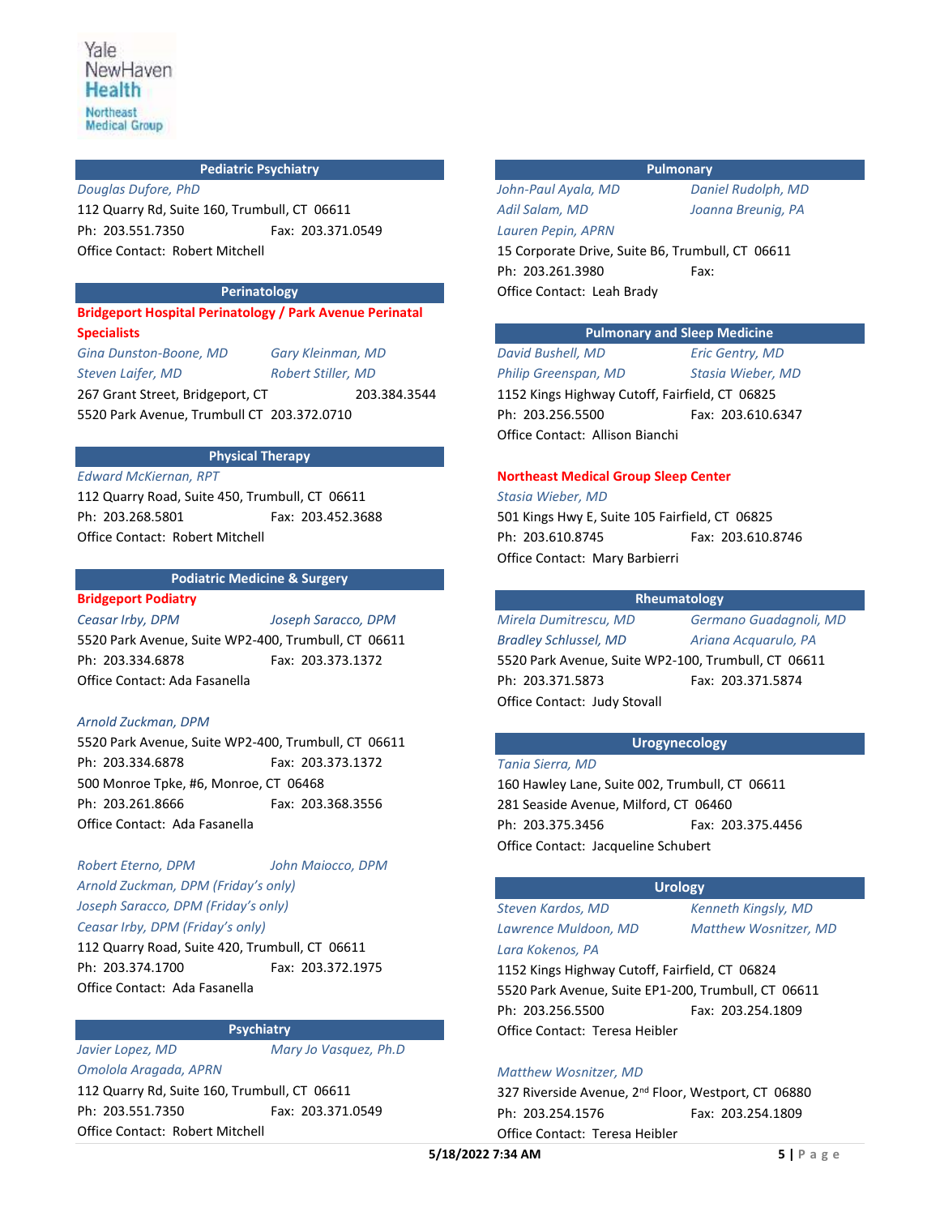Yale NewHaven Health
Northeast Medical Group

## Pediatric Psychiatry

*Douglas Dufore, PhD*

112 Quarry Rd, Suite 160, Trumbull, CT 06611

Ph: 203.551.7350 Fax: 203.371.0549

Office Contact: Robert Mitchell

## Perinatology

**Bridgeport Hospital Perinatology / Park Avenue Perinatal Specialists**

*Gina Dunston-Boone, MD* *Gary Kleinman, MD*

*Steven Laifer, MD* *Robert Stiller, MD*

267 Grant Street, Bridgeport, CT 203.384.3544

5520 Park Avenue, Trumbull CT 203.372.0710

## Physical Therapy

*Edward McKiernan, RPT*

112 Quarry Road, Suite 450, Trumbull, CT 06611

Ph: 203.268.5801 Fax: 203.452.3688

Office Contact: Robert Mitchell

## Podiatric Medicine & Surgery

**Bridgeport Podiatry**

*Ceasar Irby, DPM* *Joseph Saracco, DPM*

5520 Park Avenue, Suite WP2-400, Trumbull, CT 06611

Ph: 203.334.6878 Fax: 203.373.1372

Office Contact: Ada Fasanella

*Arnold Zuckman, DPM*

5520 Park Avenue, Suite WP2-400, Trumbull, CT 06611

Ph: 203.334.6878 Fax: 203.373.1372

500 Monroe Tpke, #6, Monroe, CT 06468

Ph: 203.261.8666 Fax: 203.368.3556

Office Contact: Ada Fasanella

*Robert Eterno, DPM* *John Maiocco, DPM*

*Arnold Zuckman, DPM (Friday's only)*

*Joseph Saracco, DPM (Friday's only)*

*Ceasar Irby, DPM (Friday's only)*

112 Quarry Road, Suite 420, Trumbull, CT 06611

Ph: 203.374.1700 Fax: 203.372.1975

Office Contact: Ada Fasanella

## Psychiatry

*Javier Lopez, MD* *Mary Jo Vasquez, Ph.D*

*Omolola Aragada, APRN*

112 Quarry Rd, Suite 160, Trumbull, CT 06611

Ph: 203.551.7350 Fax: 203.371.0549

Office Contact: Robert Mitchell

## Pulmonary

*John-Paul Ayala, MD* *Daniel Rudolph, MD*

*Adil Salam, MD* *Joanna Breunig, PA*

*Lauren Pepin, APRN*

15 Corporate Drive, Suite B6, Trumbull, CT 06611

Ph: 203.261.3980 Fax:

Office Contact: Leah Brady

## Pulmonary and Sleep Medicine

*David Bushell, MD* *Eric Gentry, MD*

*Philip Greenspan, MD* *Stasia Wieber, MD*

1152 Kings Highway Cutoff, Fairfield, CT 06825

Ph: 203.256.5500 Fax: 203.610.6347

Office Contact: Allison Bianchi

**Northeast Medical Group Sleep Center**

*Stasia Wieber, MD*

501 Kings Hwy E, Suite 105 Fairfield, CT 06825

Ph: 203.610.8745 Fax: 203.610.8746

Office Contact: Mary Barbierri

## Rheumatology

*Mirela Dumitrescu, MD* *Germano Guadagnoli, MD*

*Bradley Schlussel, MD* *Ariana Acquarulo, PA*

5520 Park Avenue, Suite WP2-100, Trumbull, CT 06611

Ph: 203.371.5873 Fax: 203.371.5874

Office Contact: Judy Stovall

## Urogynecology

*Tania Sierra, MD*

160 Hawley Lane, Suite 002, Trumbull, CT 06611

281 Seaside Avenue, Milford, CT 06460

Ph: 203.375.3456 Fax: 203.375.4456

Office Contact: Jacqueline Schubert

## Urology

*Steven Kardos, MD* *Kenneth Kingsly, MD*

*Lawrence Muldoon, MD* *Matthew Wosnitzer, MD*

*Lara Kokenos, PA*

1152 Kings Highway Cutoff, Fairfield, CT 06824

5520 Park Avenue, Suite EP1-200, Trumbull, CT 06611

Ph: 203.256.5500 Fax: 203.254.1809

Office Contact: Teresa Heibler

*Matthew Wosnitzer, MD*

327 Riverside Avenue, 2nd Floor, Westport, CT 06880

Ph: 203.254.1576 Fax: 203.254.1809

Office Contact: Teresa Heibler

5/18/2022 7:34 AM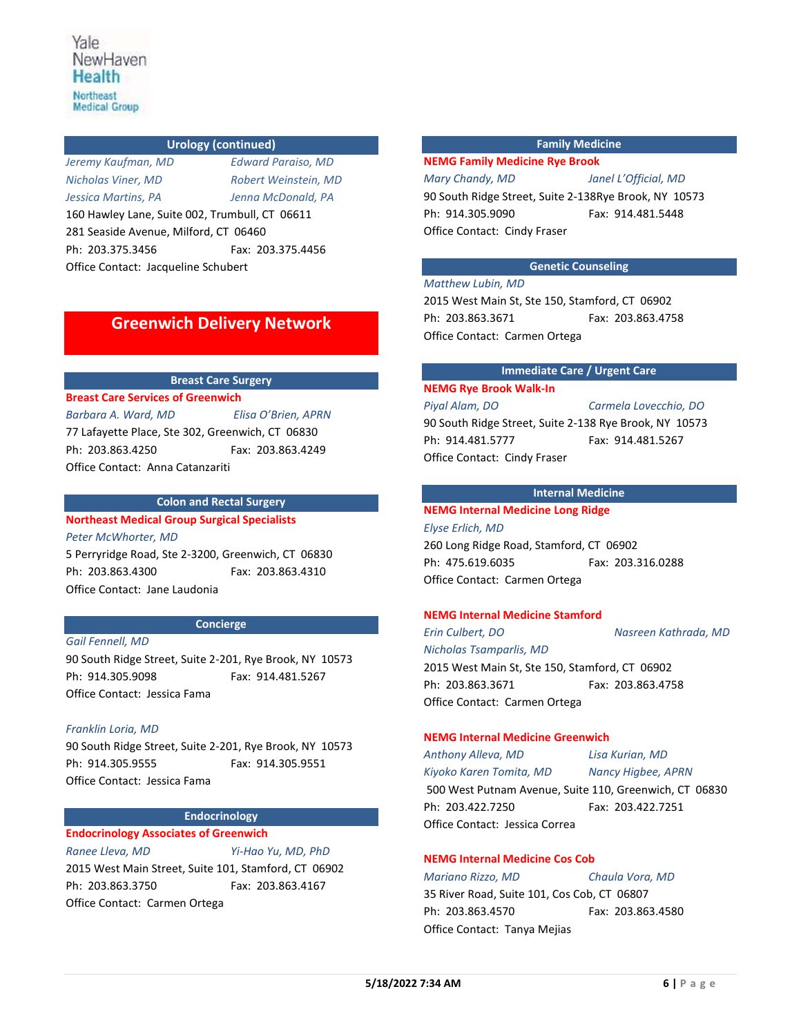### Urology (continued)

*Jeremy Kaufman, MD* *Edward Paraiso, MD*
*Nicholas Viner, MD* *Robert Weinstein, MD*
*Jessica Martins, PA* *Jenna McDonald, PA*
160 Hawley Lane, Suite 002, Trumbull, CT 06611
281 Seaside Avenue, Milford, CT 06460
Ph: 203.375.3456 Fax: 203.375.4456
Office Contact: Jacqueline Schubert

## Greenwich Delivery Network

### Breast Care Surgery

**Breast Care Services of Greenwich**
*Barbara A. Ward, MD* *Elisa O'Brien, APRN*
77 Lafayette Place, Ste 302, Greenwich, CT 06830
Ph: 203.863.4250 Fax: 203.863.4249
Office Contact: Anna Catanzariti

### Colon and Rectal Surgery

**Northeast Medical Group Surgical Specialists**
*Peter McWhorter, MD*
5 Perryridge Road, Ste 2-3200, Greenwich, CT 06830
Ph: 203.863.4300 Fax: 203.863.4310
Office Contact: Jane Laudonia

### Concierge

*Gail Fennell, MD*
90 South Ridge Street, Suite 2-201, Rye Brook, NY 10573
Ph: 914.305.9098 Fax: 914.481.5267
Office Contact: Jessica Fama

*Franklin Loria, MD*
90 South Ridge Street, Suite 2-201, Rye Brook, NY 10573
Ph: 914.305.9555 Fax: 914.305.9551
Office Contact: Jessica Fama

### Endocrinology

**Endocrinology Associates of Greenwich**
*Ranee Lleva, MD* *Yi-Hao Yu, MD, PhD*
2015 West Main Street, Suite 101, Stamford, CT 06902
Ph: 203.863.3750 Fax: 203.863.4167
Office Contact: Carmen Ortega

### Family Medicine

**NEMG Family Medicine Rye Brook**
*Mary Chandy, MD* *Janel L'Official, MD*
90 South Ridge Street, Suite 2-138Rye Brook, NY 10573
Ph: 914.305.9090 Fax: 914.481.5448
Office Contact: Cindy Fraser

### Genetic Counseling

*Matthew Lubin, MD*
2015 West Main St, Ste 150, Stamford, CT 06902
Ph: 203.863.3671 Fax: 203.863.4758
Office Contact: Carmen Ortega

### Immediate Care / Urgent Care

**NEMG Rye Brook Walk-In**
*Piyal Alam, DO* *Carmela Lovecchio, DO*
90 South Ridge Street, Suite 2-138 Rye Brook, NY 10573
Ph: 914.481.5777 Fax: 914.481.5267
Office Contact: Cindy Fraser

### Internal Medicine

**NEMG Internal Medicine Long Ridge**
*Elyse Erlich, MD*
260 Long Ridge Road, Stamford, CT 06902
Ph: 475.619.6035 Fax: 203.316.0288
Office Contact: Carmen Ortega

**NEMG Internal Medicine Stamford**
*Erin Culbert, DO* *Nasreen Kathrada, MD*
*Nicholas Tsamparlis, MD*
2015 West Main St, Ste 150, Stamford, CT 06902
Ph: 203.863.3671 Fax: 203.863.4758
Office Contact: Carmen Ortega

**NEMG Internal Medicine Greenwich**
*Anthony Alleva, MD* *Lisa Kurian, MD*
*Kiyoko Karen Tomita, MD* *Nancy Higbee, APRN*
500 West Putnam Avenue, Suite 110, Greenwich, CT 06830
Ph: 203.422.7250 Fax: 203.422.7251
Office Contact: Jessica Correa

**NEMG Internal Medicine Cos Cob**
*Mariano Rizzo, MD* *Chaula Vora, MD*
35 River Road, Suite 101, Cos Cob, CT 06807
Ph: 203.863.4570 Fax: 203.863.4580
Office Contact: Tanya Mejias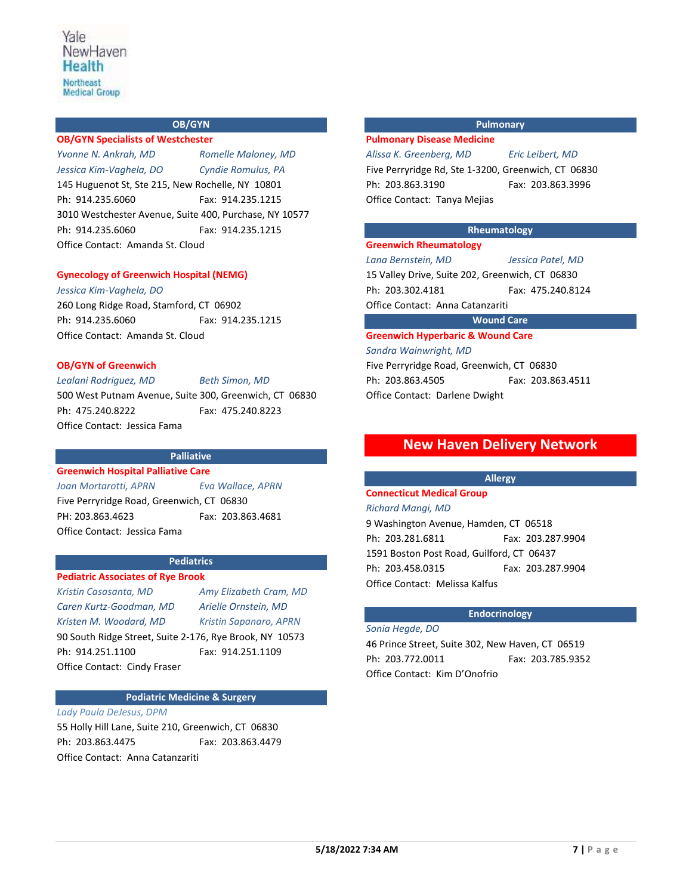## OB/GYN

**OB/GYN Specialists of Westchester**

*Yvonne N. Ankrah, MD* — *Romelle Maloney, MD*
*Jessica Kim-Vaghela, DO* — *Cyndie Romulus, PA*

145 Huguenot St, Ste 215, New Rochelle, NY 10801
Ph: 914.235.6060 Fax: 914.235.1215
3010 Westchester Avenue, Suite 400, Purchase, NY 10577
Ph: 914.235.6060 Fax: 914.235.1215
Office Contact: Amanda St. Cloud

**Gynecology of Greenwich Hospital (NEMG)**

*Jessica Kim-Vaghela, DO*

260 Long Ridge Road, Stamford, CT 06902
Ph: 914.235.6060 Fax: 914.235.1215
Office Contact: Amanda St. Cloud

**OB/GYN of Greenwich**

*Lealani Rodriguez, MD* — *Beth Simon, MD*

500 West Putnam Avenue, Suite 300, Greenwich, CT 06830
Ph: 475.240.8222 Fax: 475.240.8223
Office Contact: Jessica Fama

## Palliative

**Greenwich Hospital Palliative Care**

*Joan Mortarotti, APRN* — *Eva Wallace, APRN*

Five Perryridge Road, Greenwich, CT 06830
PH: 203.863.4623 Fax: 203.863.4681
Office Contact: Jessica Fama

## Pediatrics

**Pediatric Associates of Rye Brook**

*Kristin Casasanta, MD* — *Amy Elizabeth Cram, MD*
*Caren Kurtz-Goodman, MD* — *Arielle Ornstein, MD*
*Kristen M. Woodard, MD* — *Kristin Sapanaro, APRN*

90 South Ridge Street, Suite 2-176, Rye Brook, NY 10573
Ph: 914.251.1100 Fax: 914.251.1109
Office Contact: Cindy Fraser

## Podiatric Medicine & Surgery

*Lady Paula DeJesus, DPM*

55 Holly Hill Lane, Suite 210, Greenwich, CT 06830
Ph: 203.863.4475 Fax: 203.863.4479
Office Contact: Anna Catanzariti

## Pulmonary

**Pulmonary Disease Medicine**

*Alissa K. Greenberg, MD* — *Eric Leibert, MD*

Five Perryridge Rd, Ste 1-3200, Greenwich, CT 06830
Ph: 203.863.3190 Fax: 203.863.3996
Office Contact: Tanya Mejias

## Rheumatology

**Greenwich Rheumatology**

*Lana Bernstein, MD* — *Jessica Patel, MD*

15 Valley Drive, Suite 202, Greenwich, CT 06830
Ph: 203.302.4181 Fax: 475.240.8124
Office Contact: Anna Catanzariti

## Wound Care

**Greenwich Hyperbaric & Wound Care**

*Sandra Wainwright, MD*

Five Perryridge Road, Greenwich, CT 06830
Ph: 203.863.4505 Fax: 203.863.4511
Office Contact: Darlene Dwight

# New Haven Delivery Network

## Allergy

**Connecticut Medical Group**

*Richard Mangi, MD*

9 Washington Avenue, Hamden, CT 06518
Ph: 203.281.6811 Fax: 203.287.9904
1591 Boston Post Road, Guilford, CT 06437
Ph: 203.458.0315 Fax: 203.287.9904
Office Contact: Melissa Kalfus

## Endocrinology

*Sonia Hegde, DO*

46 Prince Street, Suite 302, New Haven, CT 06519
Ph: 203.772.0011 Fax: 203.785.9352
Office Contact: Kim D'Onofrio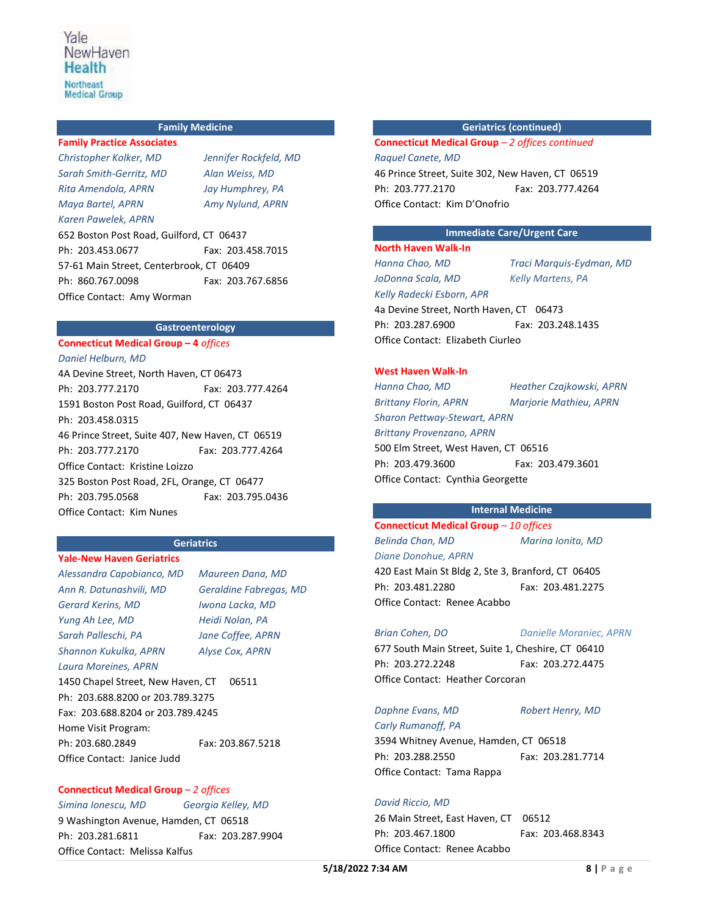## Family Medicine

**Family Practice Associates**

*Christopher Kolker, MD* | *Jennifer Rockfeld, MD*
*Sarah Smith-Gerritz, MD* | *Alan Weiss, MD*
*Rita Amendola, APRN* | *Jay Humphrey, PA*
*Maya Bartel, APRN* | *Amy Nylund, APRN*
*Karen Pawelek, APRN*

652 Boston Post Road, Guilford, CT 06437
Ph: 203.453.0677 Fax: 203.458.7015
57-61 Main Street, Centerbrook, CT 06409
Ph: 860.767.0098 Fax: 203.767.6856
Office Contact: Amy Worman

## Gastroenterology

**Connecticut Medical Group – *4 offices***

*Daniel Helburn, MD*

4A Devine Street, North Haven, CT 06473
Ph: 203.777.2170 Fax: 203.777.4264
1591 Boston Post Road, Guilford, CT 06437
Ph: 203.458.0315
46 Prince Street, Suite 407, New Haven, CT 06519
Ph: 203.777.2170 Fax: 203.777.4264
Office Contact: Kristine Loizzo
325 Boston Post Road, 2FL, Orange, CT 06477
Ph: 203.795.0568 Fax: 203.795.0436
Office Contact: Kim Nunes

## Geriatrics

**Yale-New Haven Geriatrics**

*Alessandra Capobianco, MD* | *Maureen Dana, MD*
*Ann R. Datunashvili, MD* | *Geraldine Fabregas, MD*
*Gerard Kerins, MD* | *Iwona Lacka, MD*
*Yung Ah Lee, MD* | *Heidi Nolan, PA*
*Sarah Palleschi, PA* | *Jane Coffee, APRN*
*Shannon Kukulka, APRN* | *Alyse Cox, APRN*
*Laura Moreines, APRN*

1450 Chapel Street, New Haven, CT 06511
Ph: 203.688.8200 or 203.789.3275
Fax: 203.688.8204 or 203.789.4245
Home Visit Program:
Ph: 203.680.2849 Fax: 203.867.5218
Office Contact: Janice Judd

**Connecticut Medical Group** – *2 offices*

*Simina Ionescu, MD* | *Georgia Kelley, MD*

9 Washington Avenue, Hamden, CT 06518
Ph: 203.281.6811 Fax: 203.287.9904
Office Contact: Melissa Kalfus

## Geriatrics (continued)

**Connecticut Medical Group** – *2 offices continued*

*Raquel Canete, MD*

46 Prince Street, Suite 302, New Haven, CT 06519
Ph: 203.777.2170 Fax: 203.777.4264
Office Contact: Kim D'Onofrio

## Immediate Care/Urgent Care

**North Haven Walk-In**

*Hanna Chao, MD* | *Traci Marquis-Eydman, MD*
*JoDonna Scala, MD* | *Kelly Martens, PA*
*Kelly Radecki Esborn, APR*

4a Devine Street, North Haven, CT 06473
Ph: 203.287.6900 Fax: 203.248.1435
Office Contact: Elizabeth Ciurleo

**West Haven Walk-In**

*Hanna Chao, MD* | *Heather Czajkowski, APRN*
*Brittany Florin, APRN* | *Marjorie Mathieu, APRN*
*Sharon Pettway-Stewart, APRN*
*Brittany Provenzano, APRN*

500 Elm Street, West Haven, CT 06516
Ph: 203.479.3600 Fax: 203.479.3601
Office Contact: Cynthia Georgette

## Internal Medicine

**Connecticut Medical Group** – *10 offices*

*Belinda Chan, MD* | *Marina Ionita, MD*
*Diane Donohue, APRN*

420 East Main St Bldg 2, Ste 3, Branford, CT 06405
Ph: 203.481.2280 Fax: 203.481.2275
Office Contact: Renee Acabbo

*Brian Cohen, DO* | *Danielle Moraniec, APRN*

677 South Main Street, Suite 1, Cheshire, CT 06410
Ph: 203.272.2248 Fax: 203.272.4475
Office Contact: Heather Corcoran

*Daphne Evans, MD* | *Robert Henry, MD*
*Carly Rumanoff, PA*

3594 Whitney Avenue, Hamden, CT 06518
Ph: 203.288.2550 Fax: 203.281.7714
Office Contact: Tama Rappa

*David Riccio, MD*

26 Main Street, East Haven, CT 06512
Ph: 203.467.1800 Fax: 203.468.8343
Office Contact: Renee Acabbo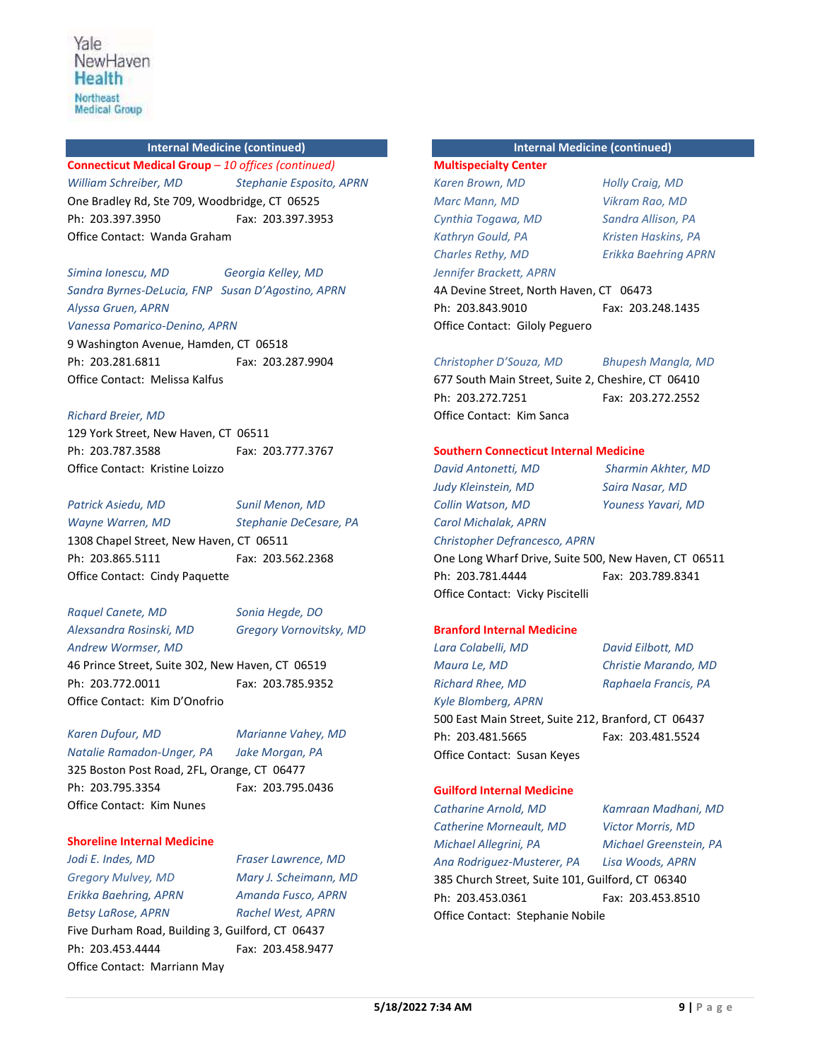## Internal Medicine (continued)

**Connecticut Medical Group** – *10 offices (continued)*

*William Schreiber, MD*
*Stephanie Esposito, APRN*
One Bradley Rd, Ste 709, Woodbridge, CT 06525
Ph: 203.397.3950 Fax: 203.397.3953
Office Contact: Wanda Graham

*Simina Ionescu, MD*
*Georgia Kelley, MD*
*Sandra Byrnes-DeLucia, FNP*
*Susan D'Agostino, APRN*
*Alyssa Gruen, APRN*
*Vanessa Pomarico-Denino, APRN*
9 Washington Avenue, Hamden, CT 06518
Ph: 203.281.6811 Fax: 203.287.9904
Office Contact: Melissa Kalfus

*Richard Breier, MD*
129 York Street, New Haven, CT 06511
Ph: 203.787.3588 Fax: 203.777.3767
Office Contact: Kristine Loizzo

*Patrick Asiedu, MD*
*Sunil Menon, MD*
*Wayne Warren, MD*
*Stephanie DeCesare, PA*
1308 Chapel Street, New Haven, CT 06511
Ph: 203.865.5111 Fax: 203.562.2368
Office Contact: Cindy Paquette

*Raquel Canete, MD*
*Sonia Hegde, DO*
*Alexsandra Rosinski, MD*
*Gregory Vornovitsky, MD*
*Andrew Wormser, MD*
46 Prince Street, Suite 302, New Haven, CT 06519
Ph: 203.772.0011 Fax: 203.785.9352
Office Contact: Kim D'Onofrio

*Karen Dufour, MD*
*Marianne Vahey, MD*
*Natalie Ramadon-Unger, PA*
*Jake Morgan, PA*
325 Boston Post Road, 2FL, Orange, CT 06477
Ph: 203.795.3354 Fax: 203.795.0436
Office Contact: Kim Nunes

**Shoreline Internal Medicine**

*Jodi E. Indes, MD*
*Fraser Lawrence, MD*
*Gregory Mulvey, MD*
*Mary J. Scheimann, MD*
*Erikka Baehring, APRN*
*Amanda Fusco, APRN*
*Betsy LaRose, APRN*
*Rachel West, APRN*
Five Durham Road, Building 3, Guilford, CT 06437
Ph: 203.453.4444 Fax: 203.458.9477
Office Contact: Marriann May

## Internal Medicine (continued)

**Multispecialty Center**

*Karen Brown, MD*
*Holly Craig, MD*
*Marc Mann, MD*
*Vikram Rao, MD*
*Cynthia Togawa, MD*
*Sandra Allison, PA*
*Kathryn Gould, PA*
*Kristen Haskins, PA*
*Charles Rethy, MD*
*Erikka Baehring APRN*
*Jennifer Brackett, APRN*
4A Devine Street, North Haven, CT 06473
Ph: 203.843.9010 Fax: 203.248.1435
Office Contact: Giloly Peguero

*Christopher D'Souza, MD*
*Bhupesh Mangla, MD*
677 South Main Street, Suite 2, Cheshire, CT 06410
Ph: 203.272.7251 Fax: 203.272.2552
Office Contact: Kim Sanca

**Southern Connecticut Internal Medicine**

*David Antonetti, MD*
*Sharmin Akhter, MD*
*Judy Kleinstein, MD*
*Saira Nasar, MD*
*Collin Watson, MD*
*Youness Yavari, MD*
*Carol Michalak, APRN*
*Christopher Defrancesco, APRN*
One Long Wharf Drive, Suite 500, New Haven, CT 06511
Ph: 203.781.4444 Fax: 203.789.8341
Office Contact: Vicky Piscitelli

**Branford Internal Medicine**

*Lara Colabelli, MD*
*David Eilbott, MD*
*Maura Le, MD*
*Christie Marando, MD*
*Richard Rhee, MD*
*Raphaela Francis, PA*
*Kyle Blomberg, APRN*
500 East Main Street, Suite 212, Branford, CT 06437
Ph: 203.481.5665 Fax: 203.481.5524
Office Contact: Susan Keyes

**Guilford Internal Medicine**

*Catharine Arnold, MD*
*Kamraan Madhani, MD*
*Catherine Morneault, MD*
*Victor Morris, MD*
*Michael Allegrini, PA*
*Michael Greenstein, PA*
*Ana Rodriguez-Musterer, PA*
*Lisa Woods, APRN*
385 Church Street, Suite 101, Guilford, CT 06340
Ph: 203.453.0361 Fax: 203.453.8510
Office Contact: Stephanie Nobile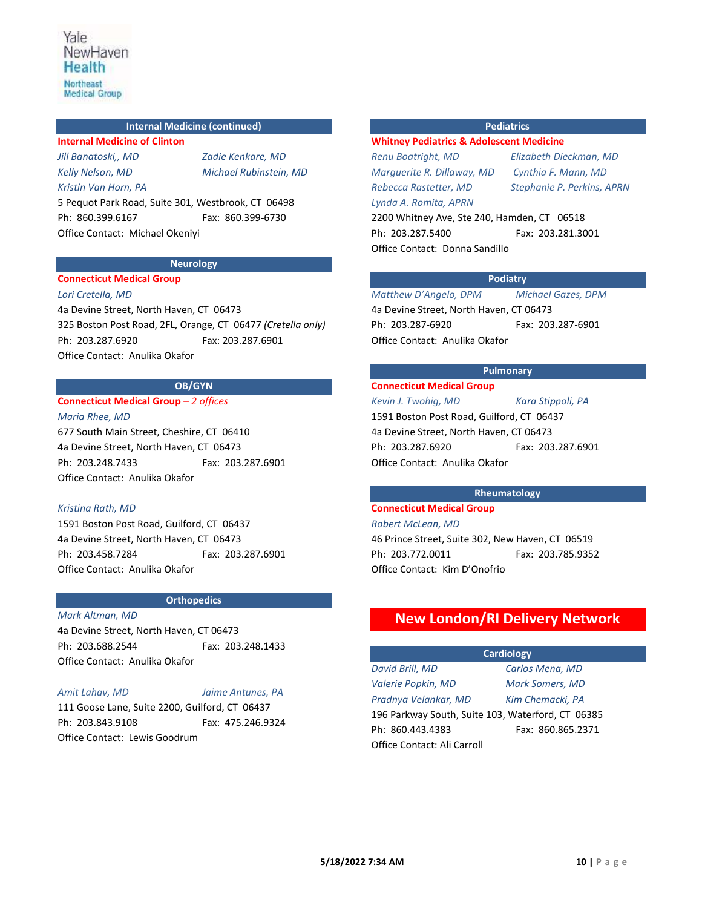## Internal Medicine (continued)

**Internal Medicine of Clinton**

*Jill Banatoski,, MD* *Zadie Kenkare, MD*
*Kelly Nelson, MD* *Michael Rubinstein, MD*
*Kristin Van Horn, PA*

5 Pequot Park Road, Suite 301, Westbrook, CT 06498
Ph: 860.399.6167 Fax: 860.399-6730
Office Contact: Michael Okeniyi

## Neurology

**Connecticut Medical Group**

*Lori Cretella, MD*

4a Devine Street, North Haven, CT 06473
325 Boston Post Road, 2FL, Orange, CT 06477 *(Cretella only)*
Ph: 203.287.6920 Fax: 203.287.6901
Office Contact: Anulika Okafor

## OB/GYN

**Connecticut Medical Group** – *2 offices*

*Maria Rhee, MD*

677 South Main Street, Cheshire, CT 06410
4a Devine Street, North Haven, CT 06473
Ph: 203.248.7433 Fax: 203.287.6901
Office Contact: Anulika Okafor

*Kristina Rath, MD*

1591 Boston Post Road, Guilford, CT 06437
4a Devine Street, North Haven, CT 06473
Ph: 203.458.7284 Fax: 203.287.6901
Office Contact: Anulika Okafor

## Orthopedics

*Mark Altman, MD*

4a Devine Street, North Haven, CT 06473
Ph: 203.688.2544 Fax: 203.248.1433
Office Contact: Anulika Okafor

*Amit Lahav, MD* *Jaime Antunes, PA*

111 Goose Lane, Suite 2200, Guilford, CT 06437
Ph: 203.843.9108 Fax: 475.246.9324
Office Contact: Lewis Goodrum

## Pediatrics

**Whitney Pediatrics & Adolescent Medicine**

*Renu Boatright, MD* *Elizabeth Dieckman, MD*
*Marguerite R. Dillaway, MD* *Cynthia F. Mann, MD*
*Rebecca Rastetter, MD* *Stephanie P. Perkins, APRN*
*Lynda A. Romita, APRN*

2200 Whitney Ave, Ste 240, Hamden, CT 06518
Ph: 203.287.5400 Fax: 203.281.3001
Office Contact: Donna Sandillo

## Podiatry

*Matthew D'Angelo, DPM* *Michael Gazes, DPM*

4a Devine Street, North Haven, CT 06473
Ph: 203.287-6920 Fax: 203.287-6901
Office Contact: Anulika Okafor

## Pulmonary

**Connecticut Medical Group**

*Kevin J. Twohig, MD* *Kara Stippoli, PA*

1591 Boston Post Road, Guilford, CT 06437
4a Devine Street, North Haven, CT 06473
Ph: 203.287.6920 Fax: 203.287.6901
Office Contact: Anulika Okafor

## Rheumatology

**Connecticut Medical Group**

*Robert McLean, MD*

46 Prince Street, Suite 302, New Haven, CT 06519
Ph: 203.772.0011 Fax: 203.785.9352
Office Contact: Kim D'Onofrio

# New London/RI Delivery Network

## Cardiology

*David Brill, MD* *Carlos Mena, MD*
*Valerie Popkin, MD* *Mark Somers, MD*
*Pradnya Velankar, MD* *Kim Chemacki, PA*

196 Parkway South, Suite 103, Waterford, CT 06385
Ph: 860.443.4383 Fax: 860.865.2371
Office Contact: Ali Carroll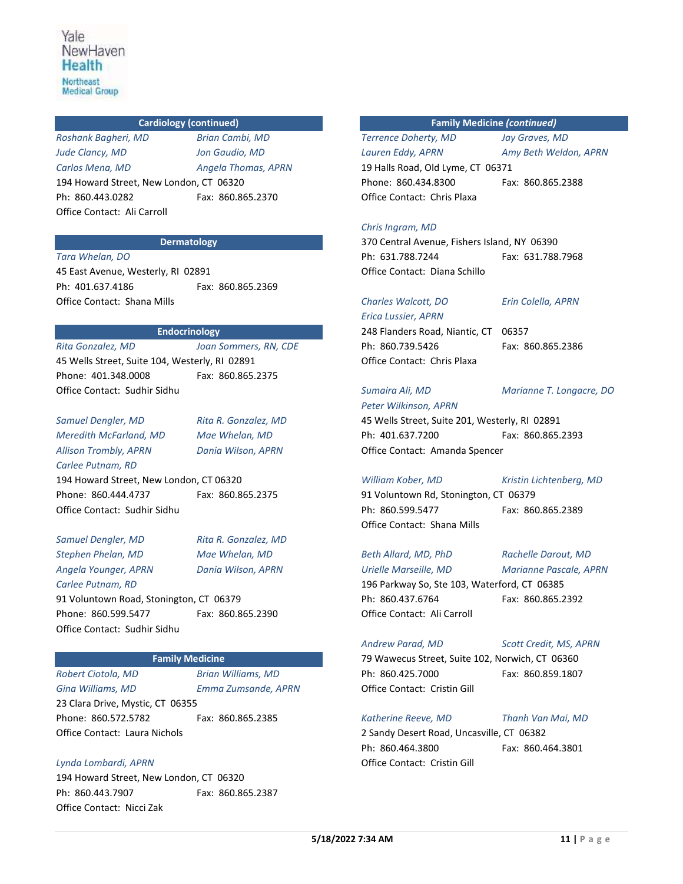Yale NewHaven Health

Northeast Medical Group

## Cardiology (continued)

*Roshank Bagheri, MD* *Brian Cambi, MD*
*Jude Clancy, MD* *Jon Gaudio, MD*
*Carlos Mena, MD* *Angela Thomas, APRN*
194 Howard Street, New London, CT 06320
Ph: 860.443.0282 Fax: 860.865.2370
Office Contact: Ali Carroll

## Dermatology

*Tara Whelan, DO*
45 East Avenue, Westerly, RI 02891
Ph: 401.637.4186 Fax: 860.865.2369
Office Contact: Shana Mills

## Endocrinology

*Rita Gonzalez, MD* *Joan Sommers, RN, CDE*
45 Wells Street, Suite 104, Westerly, RI 02891
Phone: 401.348.0008 Fax: 860.865.2375
Office Contact: Sudhir Sidhu

*Samuel Dengler, MD* *Rita R. Gonzalez, MD*
*Meredith McFarland, MD* *Mae Whelan, MD*
*Allison Trombly, APRN* *Dania Wilson, APRN*
*Carlee Putnam, RD*
194 Howard Street, New London, CT 06320
Phone: 860.444.4737 Fax: 860.865.2375
Office Contact: Sudhir Sidhu

*Samuel Dengler, MD* *Rita R. Gonzalez, MD*
*Stephen Phelan, MD* *Mae Whelan, MD*
*Angela Younger, APRN* *Dania Wilson, APRN*
*Carlee Putnam, RD*
91 Voluntown Road, Stonington, CT 06379
Phone: 860.599.5477 Fax: 860.865.2390
Office Contact: Sudhir Sidhu

## Family Medicine

*Robert Ciotola, MD* *Brian Williams, MD*
*Gina Williams, MD* *Emma Zumsande, APRN*
23 Clara Drive, Mystic, CT 06355
Phone: 860.572.5782 Fax: 860.865.2385
Office Contact: Laura Nichols

*Lynda Lombardi, APRN*
194 Howard Street, New London, CT 06320
Ph: 860.443.7907 Fax: 860.865.2387
Office Contact: Nicci Zak

## Family Medicine *(continued)*

*Terrence Doherty, MD* *Jay Graves, MD*
*Lauren Eddy, APRN* *Amy Beth Weldon, APRN*
19 Halls Road, Old Lyme, CT 06371
Phone: 860.434.8300 Fax: 860.865.2388
Office Contact: Chris Plaxa

*Chris Ingram, MD*
370 Central Avenue, Fishers Island, NY 06390
Ph: 631.788.7244 Fax: 631.788.7968
Office Contact: Diana Schillo

*Charles Walcott, DO* *Erin Colella, APRN*
*Erica Lussier, APRN*
248 Flanders Road, Niantic, CT 06357
Ph: 860.739.5426 Fax: 860.865.2386
Office Contact: Chris Plaxa

*Sumaira Ali, MD* *Marianne T. Longacre, DO*
*Peter Wilkinson, APRN*
45 Wells Street, Suite 201, Westerly, RI 02891
Ph: 401.637.7200 Fax: 860.865.2393
Office Contact: Amanda Spencer

*William Kober, MD* *Kristin Lichtenberg, MD*
91 Voluntown Rd, Stonington, CT 06379
Ph: 860.599.5477 Fax: 860.865.2389
Office Contact: Shana Mills

*Beth Allard, MD, PhD* *Rachelle Darout, MD*
*Urielle Marseille, MD* *Marianne Pascale, APRN*
196 Parkway So, Ste 103, Waterford, CT 06385
Ph: 860.437.6764 Fax: 860.865.2392
Office Contact: Ali Carroll

*Andrew Parad, MD* *Scott Credit, MS, APRN*
79 Wawecus Street, Suite 102, Norwich, CT 06360
Ph: 860.425.7000 Fax: 860.859.1807
Office Contact: Cristin Gill

*Katherine Reeve, MD* *Thanh Van Mai, MD*
2 Sandy Desert Road, Uncasville, CT 06382
Ph: 860.464.3800 Fax: 860.464.3801
Office Contact: Cristin Gill

5/18/2022 7:34 AM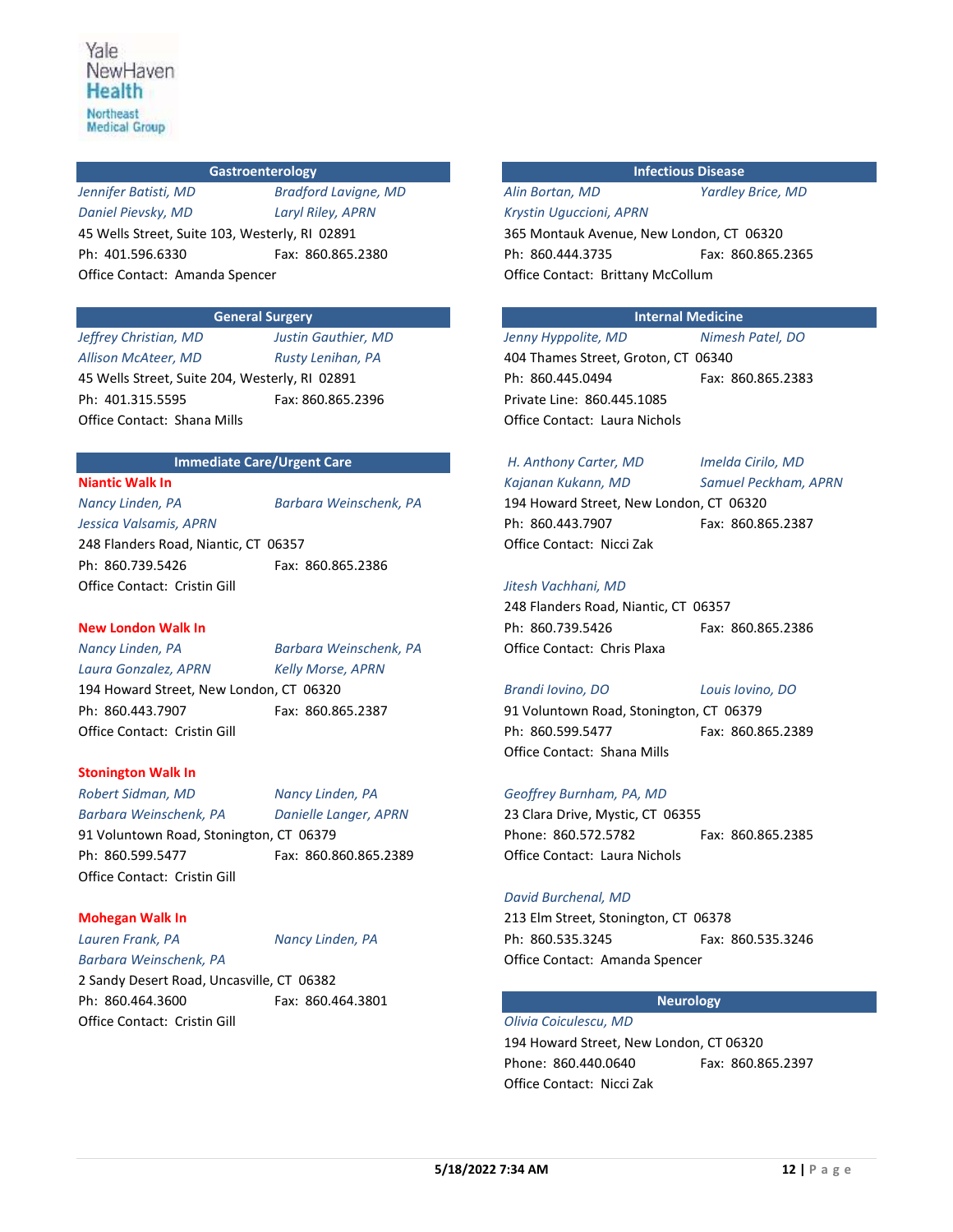Yale NewHaven Health
Northeast Medical Group

## Gastroenterology

*Jennifer Batisti, MD* *Bradford Lavigne, MD*
*Daniel Pievsky, MD* *Laryl Riley, APRN*
45 Wells Street, Suite 103, Westerly, RI 02891
Ph: 401.596.6330 Fax: 860.865.2380
Office Contact: Amanda Spencer

## General Surgery

*Jeffrey Christian, MD* *Justin Gauthier, MD*
*Allison McAteer, MD* *Rusty Lenihan, PA*
45 Wells Street, Suite 204, Westerly, RI 02891
Ph: 401.315.5595 Fax: 860.865.2396
Office Contact: Shana Mills

## Immediate Care/Urgent Care

**Niantic Walk In**
*Nancy Linden, PA* *Barbara Weinschenk, PA*
*Jessica Valsamis, APRN*
248 Flanders Road, Niantic, CT 06357
Ph: 860.739.5426 Fax: 860.865.2386
Office Contact: Cristin Gill

**New London Walk In**
*Nancy Linden, PA* *Barbara Weinschenk, PA*
*Laura Gonzalez, APRN* *Kelly Morse, APRN*
194 Howard Street, New London, CT 06320
Ph: 860.443.7907 Fax: 860.865.2387
Office Contact: Cristin Gill

**Stonington Walk In**
*Robert Sidman, MD* *Nancy Linden, PA*
*Barbara Weinschenk, PA* *Danielle Langer, APRN*
91 Voluntown Road, Stonington, CT 06379
Ph: 860.599.5477 Fax: 860.860.865.2389
Office Contact: Cristin Gill

**Mohegan Walk In**
*Lauren Frank, PA* *Nancy Linden, PA*
*Barbara Weinschenk, PA*
2 Sandy Desert Road, Uncasville, CT 06382
Ph: 860.464.3600 Fax: 860.464.3801
Office Contact: Cristin Gill

## Infectious Disease

*Alin Bortan, MD* *Yardley Brice, MD*
*Krystin Uguccioni, APRN*
365 Montauk Avenue, New London, CT 06320
Ph: 860.444.3735 Fax: 860.865.2365
Office Contact: Brittany McCollum

## Internal Medicine

*Jenny Hyppolite, MD* *Nimesh Patel, DO*
404 Thames Street, Groton, CT 06340
Ph: 860.445.0494 Fax: 860.865.2383
Private Line: 860.445.1085
Office Contact: Laura Nichols

*H. Anthony Carter, MD* *Imelda Cirilo, MD*
*Kajanan Kukann, MD* *Samuel Peckham, APRN*
194 Howard Street, New London, CT 06320
Ph: 860.443.7907 Fax: 860.865.2387
Office Contact: Nicci Zak

*Jitesh Vachhani, MD*
248 Flanders Road, Niantic, CT 06357
Ph: 860.739.5426 Fax: 860.865.2386
Office Contact: Chris Plaxa

*Brandi Iovino, DO* *Louis Iovino, DO*
91 Voluntown Road, Stonington, CT 06379
Ph: 860.599.5477 Fax: 860.865.2389
Office Contact: Shana Mills

*Geoffrey Burnham, PA, MD*
23 Clara Drive, Mystic, CT 06355
Phone: 860.572.5782 Fax: 860.865.2385
Office Contact: Laura Nichols

*David Burchenal, MD*
213 Elm Street, Stonington, CT 06378
Ph: 860.535.3245 Fax: 860.535.3246
Office Contact: Amanda Spencer

## Neurology

*Olivia Coiculescu, MD*
194 Howard Street, New London, CT 06320
Phone: 860.440.0640 Fax: 860.865.2397
Office Contact: Nicci Zak

5/18/2022 7:34 AM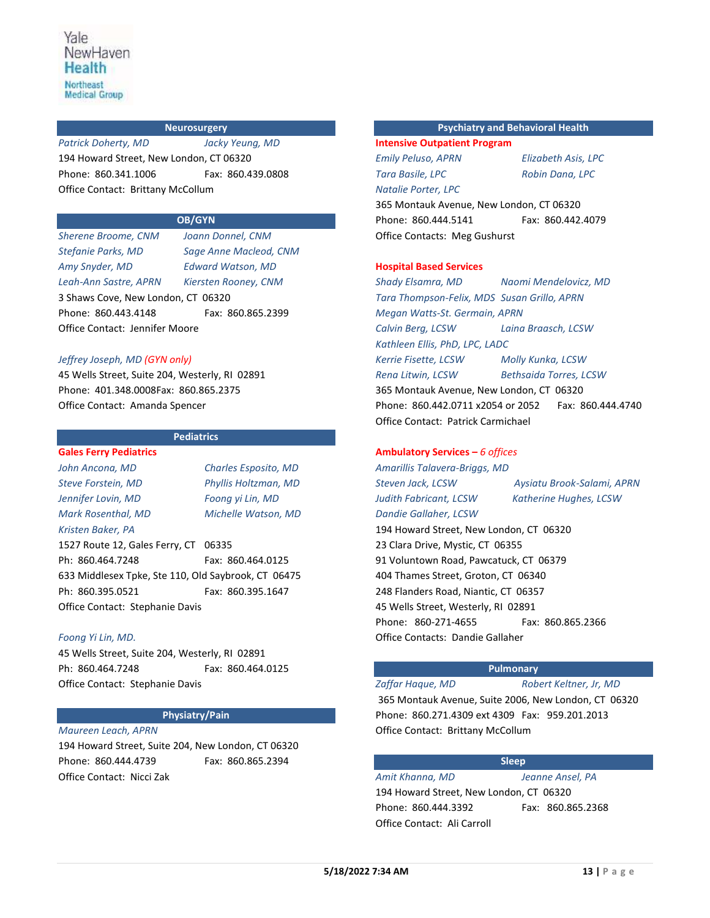Yale NewHaven Health
Northeast Medical Group

## Neurosurgery

*Patrick Doherty, MD* *Jacky Yeung, MD*

194 Howard Street, New London, CT 06320

Phone: 860.341.1006 Fax: 860.439.0808

Office Contact: Brittany McCollum

## OB/GYN

*Sherene Broome, CNM* *Joann Donnel, CNM*

*Stefanie Parks, MD* *Sage Anne Macleod, CNM*

*Amy Snyder, MD* *Edward Watson, MD*

*Leah-Ann Sastre, APRN* *Kiersten Rooney, CNM*

3 Shaws Cove, New London, CT 06320

Phone: 860.443.4148 Fax: 860.865.2399

Office Contact: Jennifer Moore

*Jeffrey Joseph, MD (GYN only)*

45 Wells Street, Suite 204, Westerly, RI 02891

Phone: 401.348.0008Fax: 860.865.2375

Office Contact: Amanda Spencer

## Pediatrics

**Gales Ferry Pediatrics**

*John Ancona, MD* *Charles Esposito, MD*

*Steve Forstein, MD* *Phyllis Holtzman, MD*

*Jennifer Lovin, MD* *Foong yi Lin, MD*

*Mark Rosenthal, MD* *Michelle Watson, MD*

*Kristen Baker, PA*

1527 Route 12, Gales Ferry, CT 06335

Ph: 860.464.7248 Fax: 860.464.0125

633 Middlesex Tpke, Ste 110, Old Saybrook, CT 06475

Ph: 860.395.0521 Fax: 860.395.1647

Office Contact: Stephanie Davis

*Foong Yi Lin, MD.*

45 Wells Street, Suite 204, Westerly, RI 02891

Ph: 860.464.7248 Fax: 860.464.0125

Office Contact: Stephanie Davis

## Physiatry/Pain

*Maureen Leach, APRN*

194 Howard Street, Suite 204, New London, CT 06320

Phone: 860.444.4739 Fax: 860.865.2394

Office Contact: Nicci Zak

## Psychiatry and Behavioral Health

**Intensive Outpatient Program**

*Emily Peluso, APRN* *Elizabeth Asis, LPC*

*Tara Basile, LPC* *Robin Dana, LPC*

*Natalie Porter, LPC*

365 Montauk Avenue, New London, CT 06320

Phone: 860.444.5141 Fax: 860.442.4079

Office Contacts: Meg Gushurst

**Hospital Based Services**

*Shady Elsamra, MD* *Naomi Mendelovicz, MD*

*Tara Thompson-Felix, MDS* *Susan Grillo, APRN*

*Megan Watts-St. Germain, APRN*

*Calvin Berg, LCSW* *Laina Braasch, LCSW*

*Kathleen Ellis, PhD, LPC, LADC*

*Kerrie Fisette, LCSW* *Molly Kunka, LCSW*

*Rena Litwin, LCSW* *Bethsaida Torres, LCSW*

365 Montauk Avenue, New London, CT 06320

Phone: 860.442.0711 x2054 or 2052 Fax: 860.444.4740

Office Contact: Patrick Carmichael

**Ambulatory Services** – *6 offices*

*Amarillis Talavera-Briggs, MD*

*Steven Jack, LCSW* *Aysiatu Brook-Salami, APRN*

*Judith Fabricant, LCSW* *Katherine Hughes, LCSW*

*Dandie Gallaher, LCSW*

194 Howard Street, New London, CT 06320

23 Clara Drive, Mystic, CT 06355

91 Voluntown Road, Pawcatuck, CT 06379

404 Thames Street, Groton, CT 06340

248 Flanders Road, Niantic, CT 06357

45 Wells Street, Westerly, RI 02891

Phone: 860-271-4655 Fax: 860.865.2366

Office Contacts: Dandie Gallaher

## Pulmonary

*Zaffar Haque, MD* *Robert Keltner, Jr, MD*

365 Montauk Avenue, Suite 2006, New London, CT 06320

Phone: 860.271.4309 ext 4309 Fax: 959.201.2013

Office Contact: Brittany McCollum

## Sleep

*Amit Khanna, MD* *Jeanne Ansel, PA*

194 Howard Street, New London, CT 06320

Phone: 860.444.3392 Fax: 860.865.2368

Office Contact: Ali Carroll

5/18/2022 7:34 AM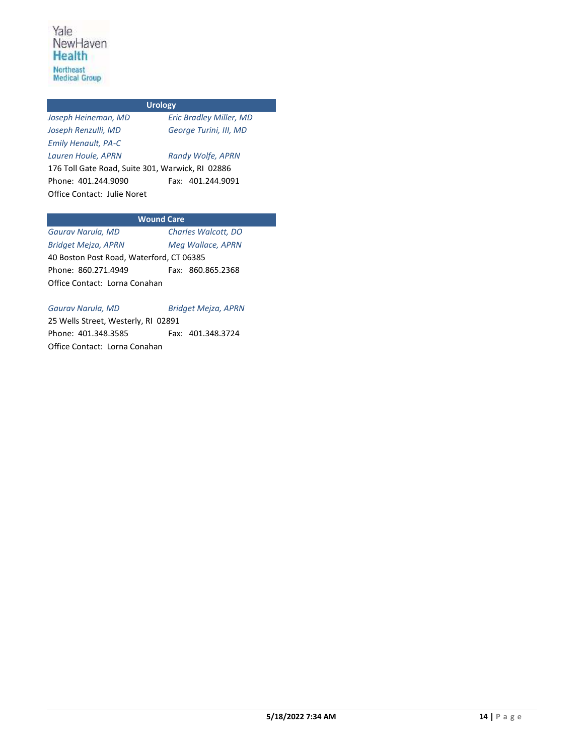## Urology

| | |
|---|---|
| *Joseph Heineman, MD* | *Eric Bradley Miller, MD* |
| *Joseph Renzulli, MD* | *George Turini, III, MD* |
| *Emily Henault, PA-C* | |
| *Lauren Houle, APRN* | *Randy Wolfe, APRN* |

176 Toll Gate Road, Suite 301, Warwick, RI 02886
Phone: 401.244.9090 Fax: 401.244.9091
Office Contact: Julie Noret

## Wound Care

| | |
|---|---|
| *Gaurav Narula, MD* | *Charles Walcott, DO* |
| *Bridget Mejza, APRN* | *Meg Wallace, APRN* |

40 Boston Post Road, Waterford, CT 06385
Phone: 860.271.4949 Fax: 860.865.2368
Office Contact: Lorna Conahan

| | |
|---|---|
| *Gaurav Narula, MD* | *Bridget Mejza, APRN* |

25 Wells Street, Westerly, RI 02891
Phone: 401.348.3585 Fax: 401.348.3724
Office Contact: Lorna Conahan